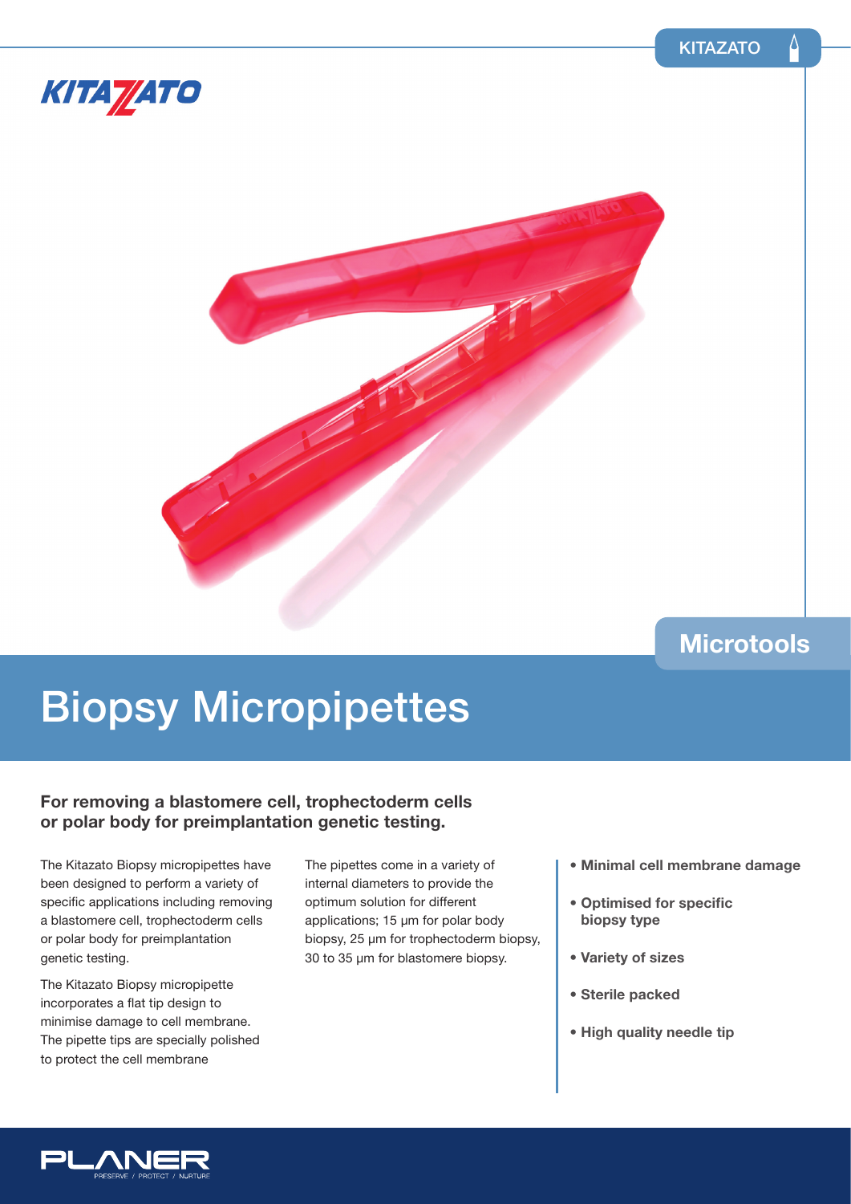KITAZATO

Microtools

# Biopsy Micropipettes

**For removing a blastomere cell, trophectoderm cells or polar body for preimplantation genetic testing.**

The Kitazato Biopsy micropipettes have been designed to perform a variety of specific applications including removing a blastomere cell, trophectoderm cells or polar body for preimplantation genetic testing.

The Kitazato Biopsy micropipette incorporates a flat tip design to minimise damage to cell membrane. The pipette tips are specially polished to protect the cell membrane

The pipettes come in a variety of internal diameters to provide the optimum solution for different applications; 15 µm for polar body biopsy, 25 µm for trophectoderm biopsy, 30 to 35 µm for blastomere biopsy.

- **Minimal cell membrane damage**
- **Optimised for specific biopsy type**
- **Variety of sizes**
- **Sterile packed**
- **High quality needle tip**

PLANER

PRESERVE / PROTECT / NURTURE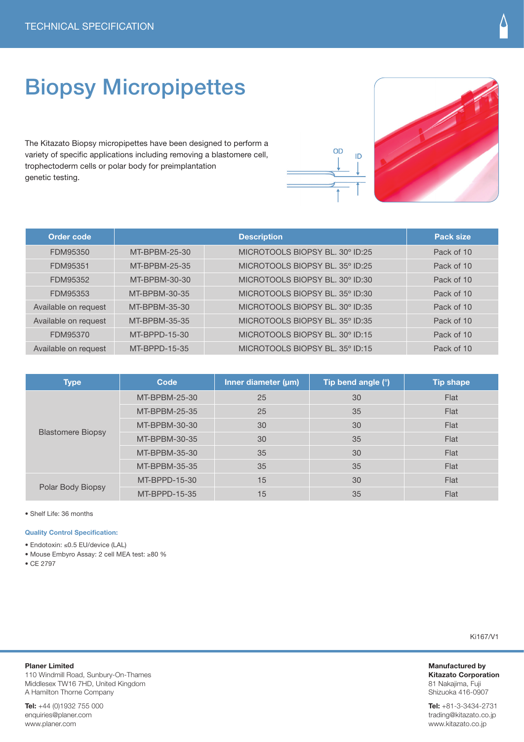TECHNICAL SPECIFICATION

# Biopsy Micropipettes

The Kitazato Biopsy micropipettes have been designed to perform a variety of specific applications including removing a blastomere cell, trophectoderm cells or polar body for preimplantation genetic testing.

OD ID

| Order code | Description | | Pack size |
| --- | --- | --- | --- |
| FDM95350 | MT-BPBM-25-30 | MICROTOOLS BIOPSY BL. 30° ID:25 | Pack of 10 |
| FDM95351 | MT-BPBM-25-35 | MICROTOOLS BIOPSY BL. 35° ID:25 | Pack of 10 |
| FDM95352 | MT-BPBM-30-30 | MICROTOOLS BIOPSY BL. 30° ID:30 | Pack of 10 |
| FDM95353 | MT-BPBM-30-35 | MICROTOOLS BIOPSY BL. 35° ID:30 | Pack of 10 |
| Available on request | MT-BPBM-35-30 | MICROTOOLS BIOPSY BL. 30° ID:35 | Pack of 10 |
| Available on request | MT-BPBM-35-35 | MICROTOOLS BIOPSY BL. 35° ID:35 | Pack of 10 |
| FDM95370 | MT-BPPD-15-30 | MICROTOOLS BIOPSY BL. 30° ID:15 | Pack of 10 |
| Available on request | MT-BPPD-15-35 | MICROTOOLS BIOPSY BL. 35° ID:15 | Pack of 10 |

| Type | Code | Inner diameter (μm) | Tip bend angle (°) | Tip shape |
| --- | --- | --- | --- | --- |
| Blastomere Biopsy | MT-BPBM-25-30 | 25 | 30 | Flat |
| | MT-BPBM-25-35 | 25 | 35 | Flat |
| | MT-BPBM-30-30 | 30 | 30 | Flat |
| | MT-BPBM-30-35 | 30 | 35 | Flat |
| | MT-BPBM-35-30 | 35 | 30 | Flat |
| | MT-BPBM-35-35 | 35 | 35 | Flat |
| Polar Body Biopsy | MT-BPPD-15-30 | 15 | 30 | Flat |
| | MT-BPPD-15-35 | 15 | 35 | Flat |

- Shelf Life: 36 months

**Quality Control Specification:**

- Endotoxin: ≤0.5 EU/device (LAL)
- Mouse Embyro Assay: 2 cell MEA test: ≥80 %
- CE 2797

Ki167/V1

**Planer Limited**
110 Windmill Road, Sunbury-On-Thames
Middlesex TW16 7HD, United Kingdom
A Hamilton Thorne Company

**Tel:** +44 (0)1932 755 000
enquiries@planer.com
www.planer.com

**Manufactured by**
**Kitazato Corporation**
81 Nakajima, Fuji
Shizuoka 416-0907

**Tel:** +81-3-3434-2731
trading@kitazato.co.jp
www.kitazato.co.jp